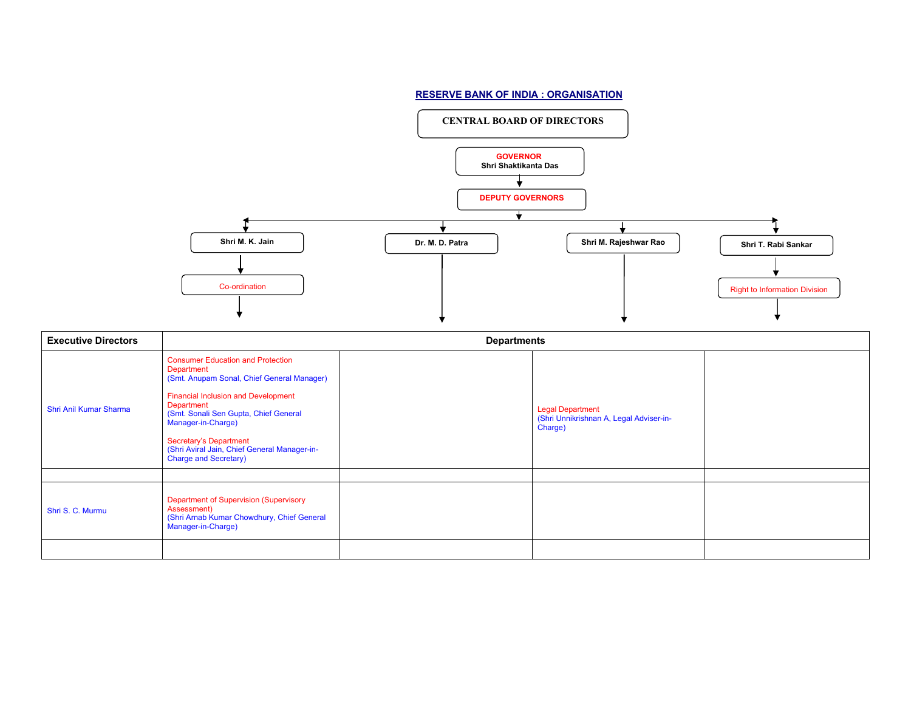# RESERVE BANK OF INDIA : ORGANISATION

CENTRAL BOARD OF DIRECTORS

GOVERNOR
Shri Shaktikanta Das

DEPUTY GOVERNORS

Shri M. K. Jain

Co-ordination

Dr. M. D. Patra

Shri M. Rajeshwar Rao

Shri T. Rabi Sankar

Right to Information Division

| Executive Directors | Departments | | | |
|---|---|---|---|---|
| Shri Anil Kumar Sharma | Consumer Education and Protection Department (Smt. Anupam Sonal, Chief General Manager)<br><br>Financial Inclusion and Development Department (Smt. Sonali Sen Gupta, Chief General Manager-in-Charge)<br><br>Secretary's Department (Shri Aviral Jain, Chief General Manager-in-Charge and Secretary) | | Legal Department (Shri Unnikrishnan A, Legal Adviser-in-Charge) | |
| | | | | |
| Shri S. C. Murmu | Department of Supervision (Supervisory Assessment) (Shri Arnab Kumar Chowdhury, Chief General Manager-in-Charge) | | | |
| | | | | |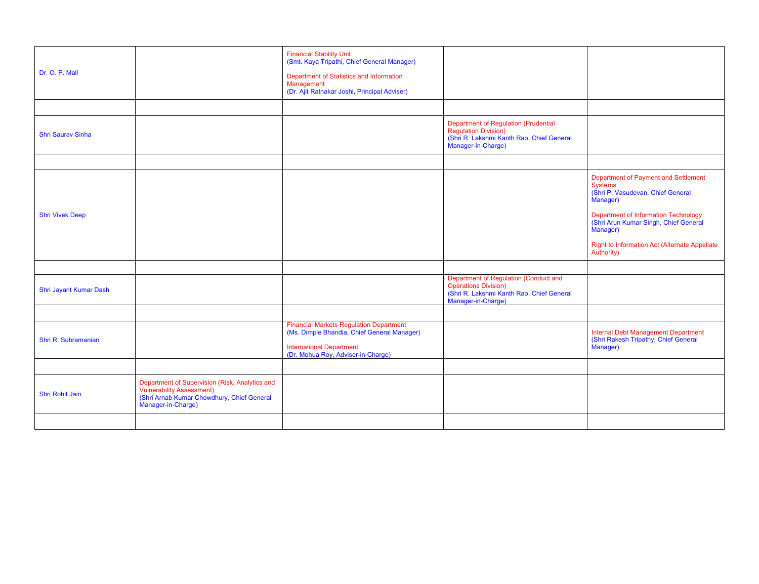| | | | | |
|---|---|---|---|---|
| Dr. O. P. Mall | | Financial Stability Unit<br>(Smt. Kaya Tripathi, Chief General Manager)<br><br>Department of Statistics and Information Management<br>(Dr. Ajit Ratnakar Joshi, Principal Adviser) | | |
| | | | | |
| Shri Saurav Sinha | | | Department of Regulation (Prudential Regulation Division)<br>(Shri R. Lakshmi Kanth Rao, Chief General Manager-in-Charge) | |
| | | | | |
| Shri Vivek Deep | | | | Department of Payment and Settlement Systems<br>(Shri P. Vasudevan, Chief General Manager)<br><br>Department of Information Technology<br>(Shri Arun Kumar Singh, Chief General Manager)<br><br>Right to Information Act (Alternate Appellate Authority) |
| | | | | |
| Shri Jayant Kumar Dash | | | Department of Regulation (Conduct and Operations Division)<br>(Shri R. Lakshmi Kanth Rao, Chief General Manager-in-Charge) | |
| | | | | |
| Shri R. Subramanian | | Financial Markets Regulation Department<br>(Ms. Dimple Bhandia, Chief General Manager)<br><br>International Department<br>(Dr. Mohua Roy, Adviser-in-Charge) | | Internal Debt Management Department<br>(Shri Rakesh Tripathy, Chief General Manager) |
| | | | | |
| Shri Rohit Jain | Department of Supervision (Risk, Analytics and Vulnerability Assessment)<br>(Shri Arnab Kumar Chowdhury, Chief General Manager-in-Charge) | | | |
| | | | | |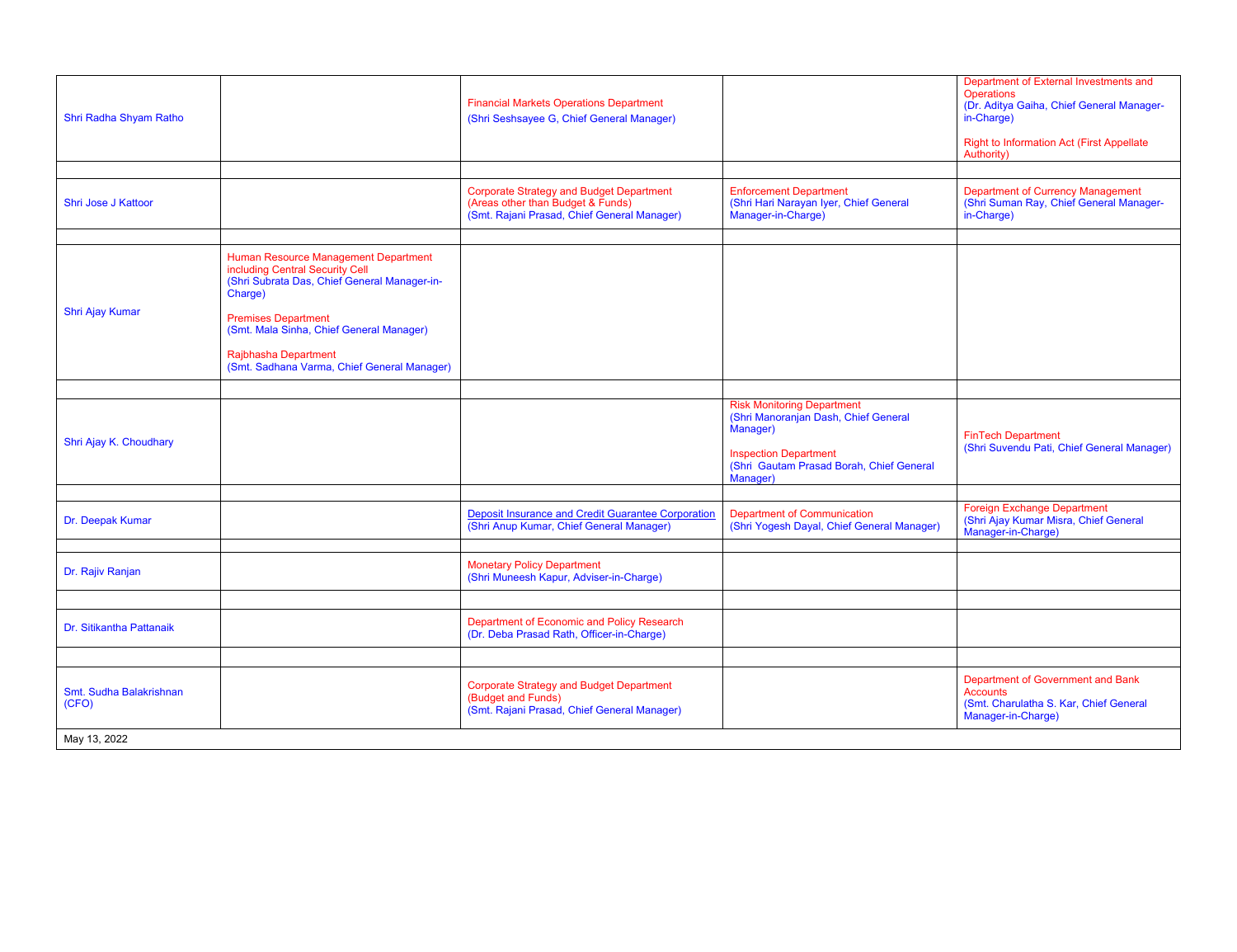| | | | | |
|---|---|---|---|---|
| Shri Radha Shyam Ratho | | Financial Markets Operations Department<br>(Shri Seshsayee G, Chief General Manager) | | Department of External Investments and Operations<br>(Dr. Aditya Gaiha, Chief General Manager-in-Charge)<br><br>Right to Information Act (First Appellate Authority) |
| | | | | |
| Shri Jose J Kattoor | | Corporate Strategy and Budget Department (Areas other than Budget & Funds)<br>(Smt. Rajani Prasad, Chief General Manager) | Enforcement Department<br>(Shri Hari Narayan Iyer, Chief General Manager-in-Charge) | Department of Currency Management<br>(Shri Suman Ray, Chief General Manager-in-Charge) |
| | | | | |
| Shri Ajay Kumar | Human Resource Management Department including Central Security Cell<br>(Shri Subrata Das, Chief General Manager-in-Charge)<br><br>Premises Department<br>(Smt. Mala Sinha, Chief General Manager)<br><br>Rajbhasha Department<br>(Smt. Sadhana Varma, Chief General Manager) | | | |
| | | | | |
| Shri Ajay K. Choudhary | | | Risk Monitoring Department<br>(Shri Manoranjan Dash, Chief General Manager)<br><br>Inspection Department<br>(Shri Gautam Prasad Borah, Chief General Manager) | FinTech Department<br>(Shri Suvendu Pati, Chief General Manager) |
| | | | | |
| Dr. Deepak Kumar | | Deposit Insurance and Credit Guarantee Corporation<br>(Shri Anup Kumar, Chief General Manager) | Department of Communication<br>(Shri Yogesh Dayal, Chief General Manager) | Foreign Exchange Department<br>(Shri Ajay Kumar Misra, Chief General Manager-in-Charge) |
| | | | | |
| Dr. Rajiv Ranjan | | Monetary Policy Department<br>(Shri Muneesh Kapur, Adviser-in-Charge) | | |
| | | | | |
| Dr. Sitikantha Pattanaik | | Department of Economic and Policy Research<br>(Dr. Deba Prasad Rath, Officer-in-Charge) | | |
| | | | | |
| Smt. Sudha Balakrishnan (CFO) | | Corporate Strategy and Budget Department (Budget and Funds)<br>(Smt. Rajani Prasad, Chief General Manager) | | Department of Government and Bank Accounts<br>(Smt. Charulatha S. Kar, Chief General Manager-in-Charge) |
| May 13, 2022 | | | | |